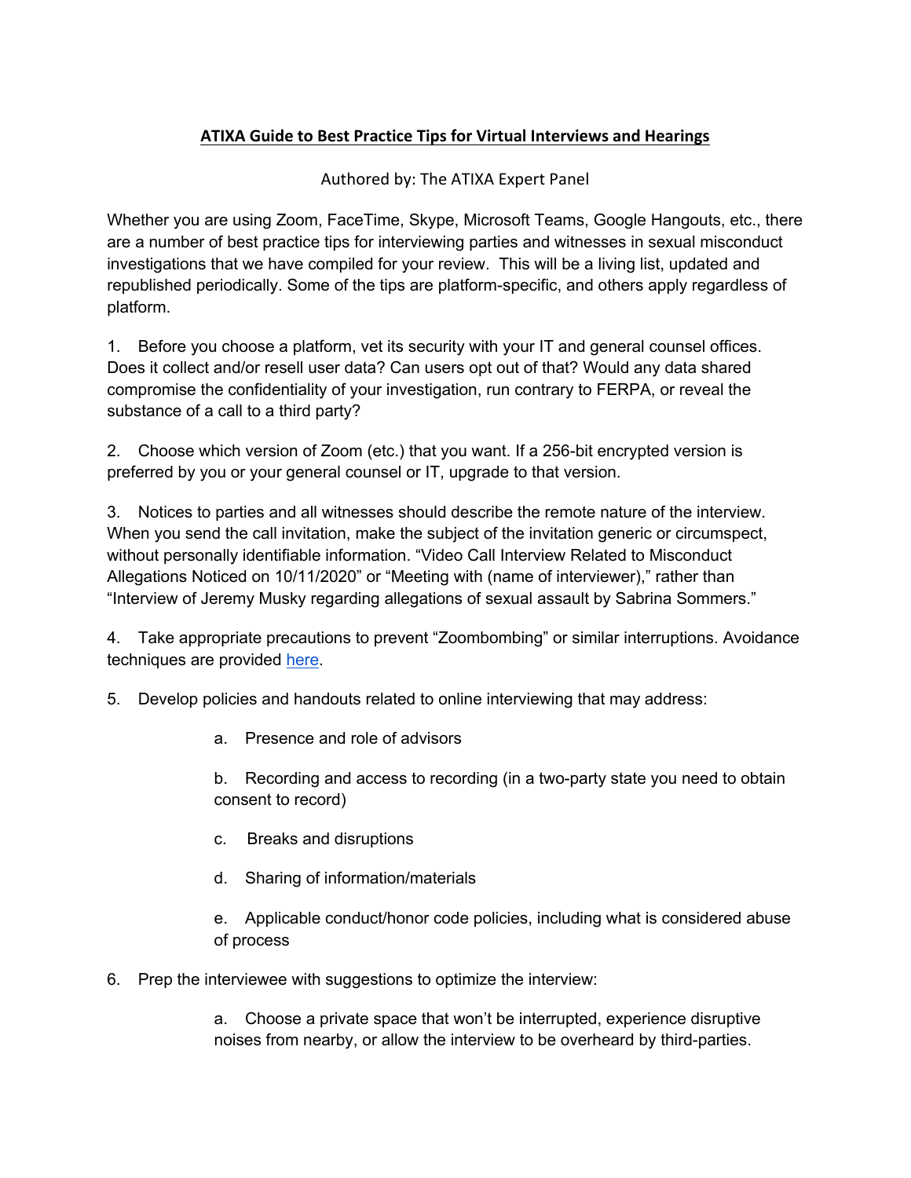# ATIXA Guide to Best Practice Tips for Virtual Interviews and Hearings

Authored by: The ATIXA Expert Panel

Whether you are using Zoom, FaceTime, Skype, Microsoft Teams, Google Hangouts, etc., there are a number of best practice tips for interviewing parties and witnesses in sexual misconduct investigations that we have compiled for your review. This will be a living list, updated and republished periodically. Some of the tips are platform-specific, and others apply regardless of platform.

1. Before you choose a platform, vet its security with your IT and general counsel offices. Does it collect and/or resell user data? Can users opt out of that? Would any data shared compromise the confidentiality of your investigation, run contrary to FERPA, or reveal the substance of a call to a third party?

2. Choose which version of Zoom (etc.) that you want. If a 256-bit encrypted version is preferred by you or your general counsel or IT, upgrade to that version.

3. Notices to parties and all witnesses should describe the remote nature of the interview. When you send the call invitation, make the subject of the invitation generic or circumspect, without personally identifiable information. "Video Call Interview Related to Misconduct Allegations Noticed on 10/11/2020" or "Meeting with (name of interviewer)," rather than "Interview of Jeremy Musky regarding allegations of sexual assault by Sabrina Sommers."

4. Take appropriate precautions to prevent "Zoombombing" or similar interruptions. Avoidance techniques are provided here.

5. Develop policies and handouts related to online interviewing that may address:

   a. Presence and role of advisors

   b. Recording and access to recording (in a two-party state you need to obtain consent to record)

   c. Breaks and disruptions

   d. Sharing of information/materials

   e. Applicable conduct/honor code policies, including what is considered abuse of process

6. Prep the interviewee with suggestions to optimize the interview:

   a. Choose a private space that won't be interrupted, experience disruptive noises from nearby, or allow the interview to be overheard by third-parties.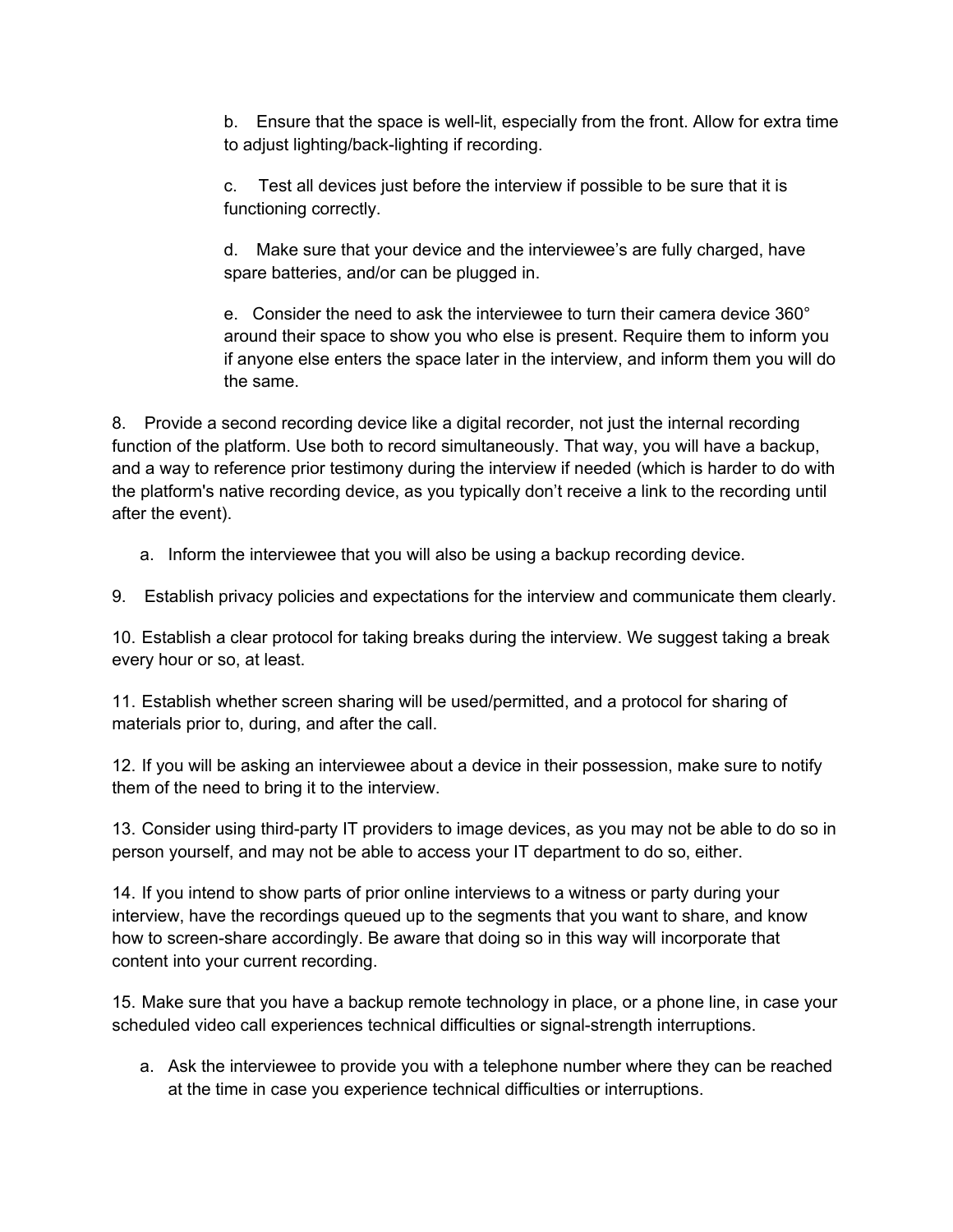b. Ensure that the space is well-lit, especially from the front. Allow for extra time to adjust lighting/back-lighting if recording.

c. Test all devices just before the interview if possible to be sure that it is functioning correctly.

d. Make sure that your device and the interviewee's are fully charged, have spare batteries, and/or can be plugged in.

e. Consider the need to ask the interviewee to turn their camera device 360° around their space to show you who else is present. Require them to inform you if anyone else enters the space later in the interview, and inform them you will do the same.

8. Provide a second recording device like a digital recorder, not just the internal recording function of the platform. Use both to record simultaneously. That way, you will have a backup, and a way to reference prior testimony during the interview if needed (which is harder to do with the platform's native recording device, as you typically don't receive a link to the recording until after the event).

   a. Inform the interviewee that you will also be using a backup recording device.

9. Establish privacy policies and expectations for the interview and communicate them clearly.

10. Establish a clear protocol for taking breaks during the interview. We suggest taking a break every hour or so, at least.

11. Establish whether screen sharing will be used/permitted, and a protocol for sharing of materials prior to, during, and after the call.

12. If you will be asking an interviewee about a device in their possession, make sure to notify them of the need to bring it to the interview.

13. Consider using third-party IT providers to image devices, as you may not be able to do so in person yourself, and may not be able to access your IT department to do so, either.

14. If you intend to show parts of prior online interviews to a witness or party during your interview, have the recordings queued up to the segments that you want to share, and know how to screen-share accordingly. Be aware that doing so in this way will incorporate that content into your current recording.

15. Make sure that you have a backup remote technology in place, or a phone line, in case your scheduled video call experiences technical difficulties or signal-strength interruptions.

   a. Ask the interviewee to provide you with a telephone number where they can be reached at the time in case you experience technical difficulties or interruptions.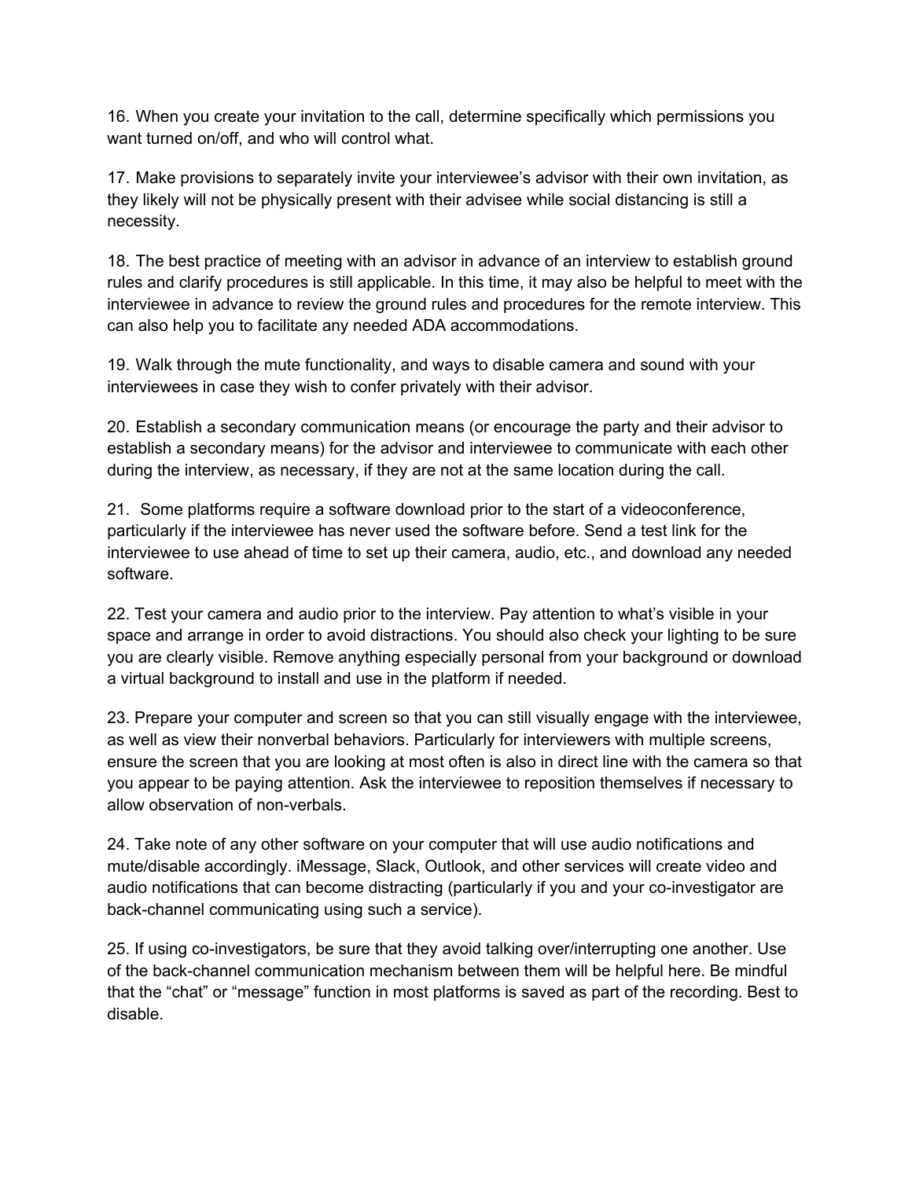16. When you create your invitation to the call, determine specifically which permissions you want turned on/off, and who will control what.

17. Make provisions to separately invite your interviewee's advisor with their own invitation, as they likely will not be physically present with their advisee while social distancing is still a necessity.

18. The best practice of meeting with an advisor in advance of an interview to establish ground rules and clarify procedures is still applicable. In this time, it may also be helpful to meet with the interviewee in advance to review the ground rules and procedures for the remote interview. This can also help you to facilitate any needed ADA accommodations.

19. Walk through the mute functionality, and ways to disable camera and sound with your interviewees in case they wish to confer privately with their advisor.

20. Establish a secondary communication means (or encourage the party and their advisor to establish a secondary means) for the advisor and interviewee to communicate with each other during the interview, as necessary, if they are not at the same location during the call.

21. Some platforms require a software download prior to the start of a videoconference, particularly if the interviewee has never used the software before. Send a test link for the interviewee to use ahead of time to set up their camera, audio, etc., and download any needed software.

22. Test your camera and audio prior to the interview. Pay attention to what's visible in your space and arrange in order to avoid distractions. You should also check your lighting to be sure you are clearly visible. Remove anything especially personal from your background or download a virtual background to install and use in the platform if needed.

23. Prepare your computer and screen so that you can still visually engage with the interviewee, as well as view their nonverbal behaviors. Particularly for interviewers with multiple screens, ensure the screen that you are looking at most often is also in direct line with the camera so that you appear to be paying attention. Ask the interviewee to reposition themselves if necessary to allow observation of non-verbals.

24. Take note of any other software on your computer that will use audio notifications and mute/disable accordingly. iMessage, Slack, Outlook, and other services will create video and audio notifications that can become distracting (particularly if you and your co-investigator are back-channel communicating using such a service).

25. If using co-investigators, be sure that they avoid talking over/interrupting one another. Use of the back-channel communication mechanism between them will be helpful here. Be mindful that the "chat" or "message" function in most platforms is saved as part of the recording. Best to disable.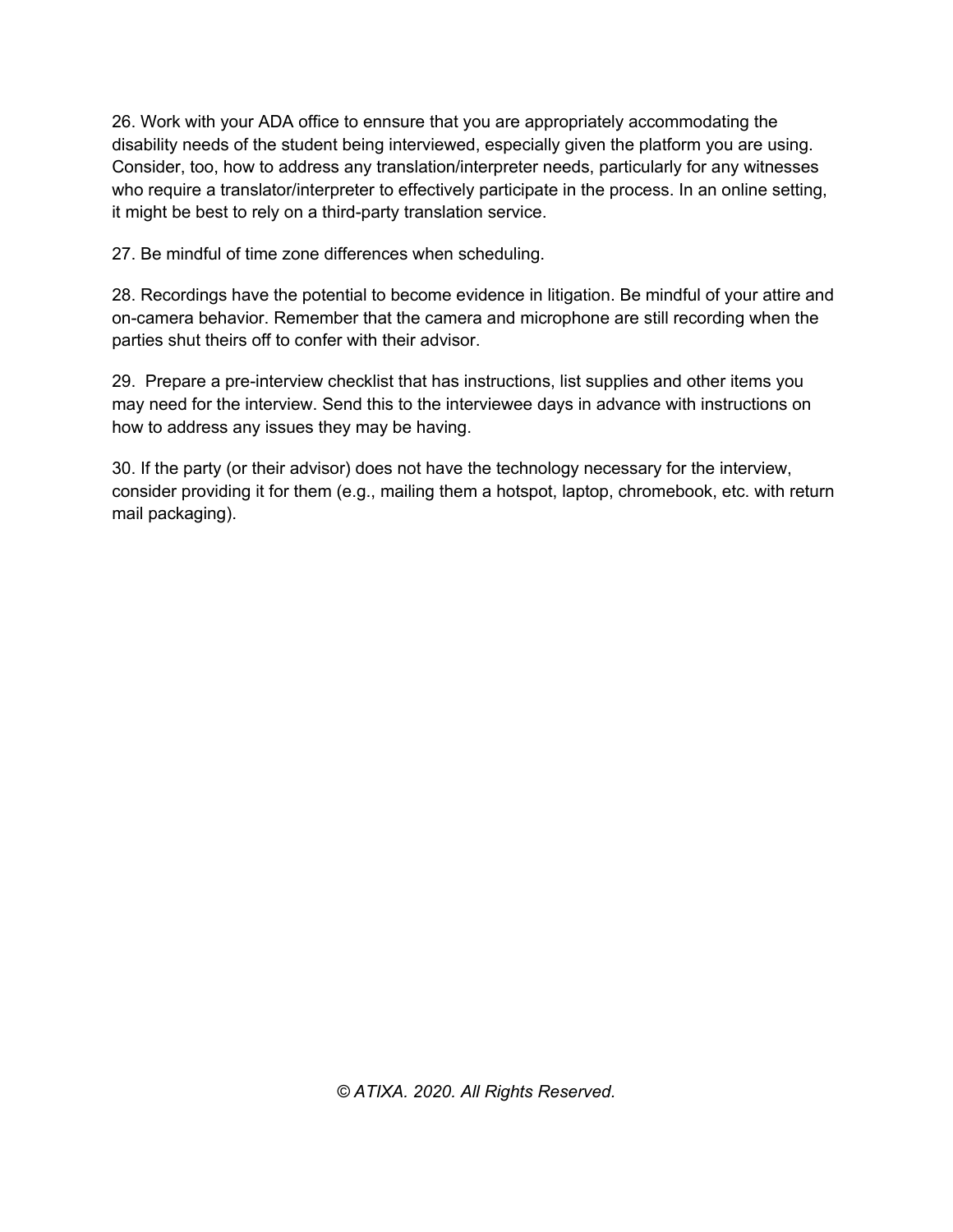26. Work with your ADA office to ennsure that you are appropriately accommodating the disability needs of the student being interviewed, especially given the platform you are using. Consider, too, how to address any translation/interpreter needs, particularly for any witnesses who require a translator/interpreter to effectively participate in the process. In an online setting, it might be best to rely on a third-party translation service.

27. Be mindful of time zone differences when scheduling.

28. Recordings have the potential to become evidence in litigation. Be mindful of your attire and on-camera behavior. Remember that the camera and microphone are still recording when the parties shut theirs off to confer with their advisor.

29. Prepare a pre-interview checklist that has instructions, list supplies and other items you may need for the interview. Send this to the interviewee days in advance with instructions on how to address any issues they may be having.

30. If the party (or their advisor) does not have the technology necessary for the interview, consider providing it for them (e.g., mailing them a hotspot, laptop, chromebook, etc. with return mail packaging).